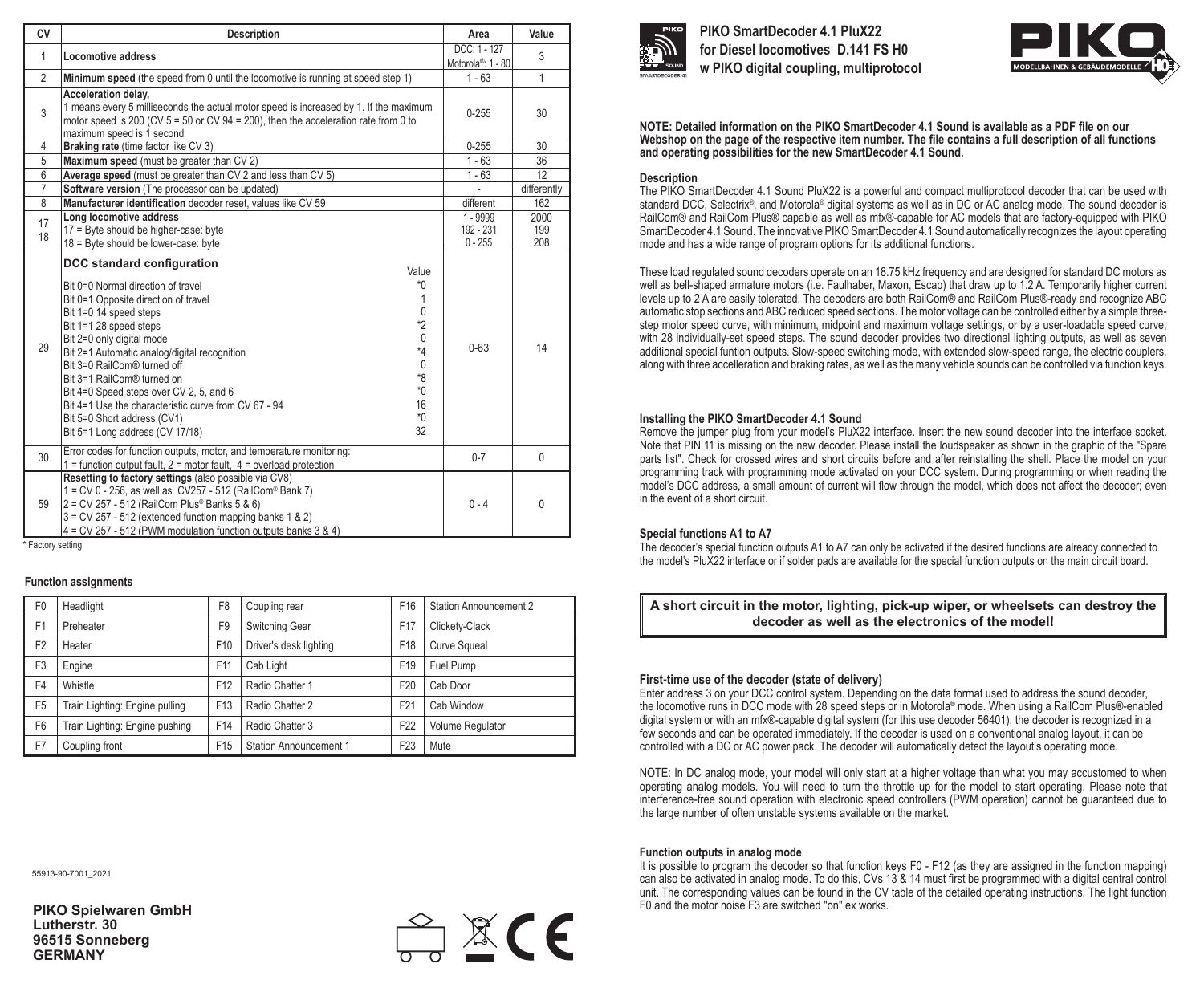| CV | Description | Area | Value |
|---|---|---|---|
| 1 | **Locomotive address** | DCC: 1 - 127<br>Motorola®: 1 - 80 | 3 |
| 2 | **Minimum speed** (the speed from 0 until the locomotive is running at speed step 1) | 1 - 63 | 1 |
| 3 | **Acceleration delay,**<br>1 means every 5 milliseconds the actual motor speed is increased by 1. If the maximum motor speed is 200 (CV 5 = 50 or CV 94 = 200), then the acceleration rate from 0 to maximum speed is 1 second | 0-255 | 30 |
| 4 | **Braking rate** (time factor like CV 3) | 0-255 | 30 |
| 5 | **Maximum speed** (must be greater than CV 2) | 1 - 63 | 36 |
| 6 | **Average speed** (must be greater than CV 2 and less than CV 5) | 1 - 63 | 12 |
| 7 | **Software version** (The processor can be updated) | - | differently |
| 8 | **Manufacturer identification** decoder reset, values like CV 59 | different | 162 |
| 17<br>18 | **Long locomotive address**<br>17 = Byte should be higher-case: byte<br>18 = Byte should be lower-case: byte | 1 - 9999<br>192 - 231<br>0 - 255 | 2000<br>199<br>208 |
| 29 | **DCC standard configuration** (Value)<br>Bit 0=0 Normal direction of travel — *0<br>Bit 0=1 Opposite direction of travel — 1<br>Bit 1=0 14 speed steps — 0<br>Bit 1=1 28 speed steps — *2<br>Bit 2=0 only digital mode — 0<br>Bit 2=1 Automatic analog/digital recognition — *4<br>Bit 3=0 RailCom® turned off — 0<br>Bit 3=1 RailCom® turned on — *8<br>Bit 4=0 Speed steps over CV 2, 5, and 6 — *0<br>Bit 4=1 Use the characteristic curve from CV 67 - 94 — 16<br>Bit 5=0 Short address (CV1) — *0<br>Bit 5=1 Long address (CV 17/18) — 32 | 0-63 | 14 |
| 30 | Error codes for function outputs, motor, and temperature monitoring:<br>1 = function output fault, 2 = motor fault, 4 = overload protection | 0-7 | 0 |
| 59 | **Resetting to factory settings** (also possible via CV8)<br>1 = CV 0 - 256, as well as CV257 - 512 (RailCom® Bank 7)<br>2 = CV 257 - 512 (RailCom Plus® Banks 5 & 6)<br>3 = CV 257 - 512 (extended function mapping banks 1 & 2)<br>4 = CV 257 - 512 (PWM modulation function outputs banks 3 & 4) | 0 - 4 | 0 |

\* Factory setting

### Function assignments

| | | | | | |
|---|---|---|---|---|---|
| F0 | Headlight | F8 | Coupling rear | F16 | Station Announcement 2 |
| F1 | Preheater | F9 | Switching Gear | F17 | Clickety-Clack |
| F2 | Heater | F10 | Driver's desk lighting | F18 | Curve Squeal |
| F3 | Engine | F11 | Cab Light | F19 | Fuel Pump |
| F4 | Whistle | F12 | Radio Chatter 1 | F20 | Cab Door |
| F5 | Train Lighting: Engine pulling | F13 | Radio Chatter 2 | F21 | Cab Window |
| F6 | Train Lighting: Engine pushing | F14 | Radio Chatter 3 | F22 | Volume Regulator |
| F7 | Coupling front | F15 | Station Announcement 1 | F23 | Mute |

55913-90-7001_2021

**PIKO Spielwaren GmbH**
**Lutherstr. 30**
**96515 Sonneberg**
**GERMANY**

# PIKO SmartDecoder 4.1 PluX22 for Diesel locomotives D.141 FS H0 w PIKO digital coupling, multiprotocol

**NOTE: Detailed information on the PIKO SmartDecoder 4.1 Sound is available as a PDF file on our Webshop on the page of the respective item number. The file contains a full description of all functions and operating possibilities for the new SmartDecoder 4.1 Sound.**

### Description

The PIKO SmartDecoder 4.1 Sound PluX22 is a powerful and compact multiprotocol decoder that can be used with standard DCC, Selectrix®, and Motorola® digital systems as well as in DC or AC analog mode. The sound decoder is RailCom® and RailCom Plus® capable as well as mfx®-capable for AC models that are factory-equipped with PIKO SmartDecoder 4.1 Sound. The innovative PIKO SmartDecoder 4.1 Sound automatically recognizes the layout operating mode and has a wide range of program options for its additional functions.

These load regulated sound decoders operate on an 18.75 kHz frequency and are designed for standard DC motors as well as bell-shaped armature motors (i.e. Faulhaber, Maxon, Escap) that draw up to 1.2 A. Temporarily higher current levels up to 2 A are easily tolerated. The decoders are both RailCom® and RailCom Plus®-ready and recognize ABC automatic stop sections and ABC reduced speed sections. The motor voltage can be controlled either by a simple three-step motor speed curve, with minimum, midpoint and maximum voltage settings, or by a user-loadable speed curve, with 28 individually-set speed steps. The sound decoder provides two directional lighting outputs, as well as seven additional special funtion outputs. Slow-speed switching mode, with extended slow-speed range, the electric couplers, along with three accelleration and braking rates, as well as the many vehicle sounds can be controlled via function keys.

### Installing the PIKO SmartDecoder 4.1 Sound

Remove the jumper plug from your model's PluX22 interface. Insert the new sound decoder into the interface socket. Note that PIN 11 is missing on the new decoder. Please install the loudspeaker as shown in the graphic of the "Spare parts list". Check for crossed wires and short circuits before and after reinstalling the shell. Place the model on your programming track with programming mode activated on your DCC system. During programming or when reading the model's DCC address, a small amount of current will flow through the model, which does not affect the decoder; even in the event of a short circuit.

### Special functions A1 to A7

The decoder's special function outputs A1 to A7 can only be activated if the desired functions are already connected to the model's PluX22 interface or if solder pads are available for the special function outputs on the main circuit board.

**A short circuit in the motor, lighting, pick-up wiper, or wheelsets can destroy the decoder as well as the electronics of the model!**

### First-time use of the decoder (state of delivery)

Enter address 3 on your DCC control system. Depending on the data format used to address the sound decoder, the locomotive runs in DCC mode with 28 speed steps or in Motorola® mode. When using a RailCom Plus®-enabled digital system or with an mfx®-capable digital system (for this use decoder 56401), the decoder is recognized in a few seconds and can be operated immediately. If the decoder is used on a conventional analog layout, it can be controlled with a DC or AC power pack. The decoder will automatically detect the layout's operating mode.

NOTE: In DC analog mode, your model will only start at a higher voltage than what you may accustomed to when operating analog models. You will need to turn the throttle up for the model to start operating. Please note that interference-free sound operation with electronic speed controllers (PWM operation) cannot be guaranteed due to the large number of often unstable systems available on the market.

### Function outputs in analog mode

It is possible to program the decoder so that function keys F0 - F12 (as they are assigned in the function mapping) can also be activated in analog mode. To do this, CVs 13 & 14 must first be programmed with a digital central control unit. The corresponding values can be found in the CV table of the detailed operating instructions. The light function F0 and the motor noise F3 are switched "on" ex works.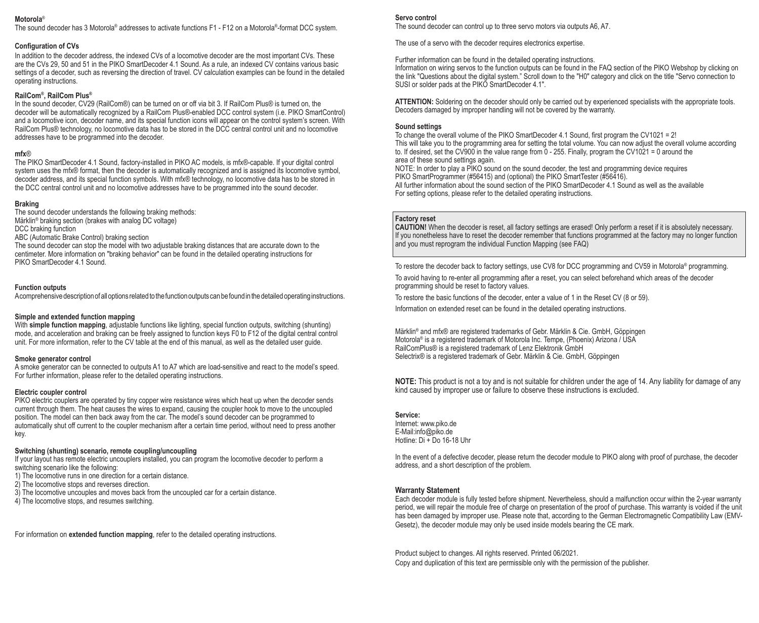### Motorola®

The sound decoder has 3 Motorola® addresses to activate functions F1 - F12 on a Motorola®-format DCC system.

### Configuration of CVs

In addition to the decoder address, the indexed CVs of a locomotive decoder are the most important CVs. These are the CVs 29, 50 and 51 in the PIKO SmartDecoder 4.1 Sound. As a rule, an indexed CV contains various basic settings of a decoder, such as reversing the direction of travel. CV calculation examples can be found in the detailed operating instructions.

### RailCom®, RailCom Plus®

In the sound decoder, CV29 (RailCom®) can be turned on or off via bit 3. If RailCom Plus® is turned on, the decoder will be automatically recognized by a RailCom Plus®-enabled DCC control system (i.e. PIKO SmartControl) and a locomotive icon, decoder name, and its special function icons will appear on the control system's screen. With RailCom Plus® technology, no locomotive data has to be stored in the DCC central control unit and no locomotive addresses have to be programmed into the decoder.

### mfx®

The PIKO SmartDecoder 4.1 Sound, factory-installed in PIKO AC models, is mfx®-capable. If your digital control system uses the mfx® format, then the decoder is automatically recognized and is assigned its locomotive symbol, decoder address, and its special function symbols. With mfx® technology, no locomotive data has to be stored in the DCC central control unit and no locomotive addresses have to be programmed into the sound decoder.

### Braking

The sound decoder understands the following braking methods:
Märklin® braking section (brakes with analog DC voltage)
DCC braking function
ABC (Automatic Brake Control) braking section
The sound decoder can stop the model with two adjustable braking distances that are accurate down to the centimeter. More information on "braking behavior" can be found in the detailed operating instructions for PIKO SmartDecoder 4.1 Sound.

### Function outputs

A comprehensive description of all options related to the function outputs can be found in the detailed operating instructions.

### Simple and extended function mapping

With **simple function mapping**, adjustable functions like lighting, special function outputs, switching (shunting) mode, and acceleration and braking can be freely assigned to function keys F0 to F12 of the digital central control unit. For more information, refer to the CV table at the end of this manual, as well as the detailed user guide.

### Smoke generator control

A smoke generator can be connected to outputs A1 to A7 which are load-sensitive and react to the model's speed. For further information, please refer to the detailed operating instructions.

### Electric coupler control

PIKO electric couplers are operated by tiny copper wire resistance wires which heat up when the decoder sends current through them. The heat causes the wires to expand, causing the coupler hook to move to the uncoupled position. The model can then back away from the car. The model's sound decoder can be programmed to automatically shut off current to the coupler mechanism after a certain time period, without need to press another key.

### Switching (shunting) scenario, remote coupling/uncoupling

If your layout has remote electric uncouplers installed, you can program the locomotive decoder to perform a switching scenario like the following:

1) The locomotive runs in one direction for a certain distance.
2) The locomotive stops and reverses direction.
3) The locomotive uncouples and moves back from the uncoupled car for a certain distance.
4) The locomotive stops, and resumes switching.

For information on **extended function mapping**, refer to the detailed operating instructions.

### Servo control

The sound decoder can control up to three servo motors via outputs A6, A7.

The use of a servo with the decoder requires electronics expertise.

Further information can be found in the detailed operating instructions.
Information on wiring servos to the function outputs can be found in the FAQ section of the PIKO Webshop by clicking on the link "Questions about the digital system." Scroll down to the "H0" category and click on the title "Servo connection to SUSI or solder pads at the PIKO SmartDecoder 4.1".

**ATTENTION:** Soldering on the decoder should only be carried out by experienced specialists with the appropriate tools. Decoders damaged by improper handling will not be covered by the warranty.

### Sound settings

To change the overall volume of the PIKO SmartDecoder 4.1 Sound, first program the CV1021 = 2!
This will take you to the programming area for setting the total volume. You can now adjust the overall volume according to. If desired, set the CV900 in the value range from 0 - 255. Finally, program the CV1021 = 0 around the area of these sound settings again.
NOTE: In order to play a PIKO sound on the sound decoder, the test and programming device requires PIKO SmartProgrammer (#56415) and (optional) the PIKO SmartTester (#56416).
All further information about the sound section of the PIKO SmartDecoder 4.1 Sound as well as the available For setting options, please refer to the detailed operating instructions.

### Factory reset

**CAUTION!** When the decoder is reset, all factory settings are erased! Only perform a reset if it is absolutely necessary. If you nonetheless have to reset the decoder remember that functions programmed at the factory may no longer function and you must reprogram the individual Function Mapping (see FAQ)

To restore the decoder back to factory settings, use CV8 for DCC programming and CV59 in Motorola® programming.

To avoid having to re-enter all programming after a reset, you can select beforehand which areas of the decoder programming should be reset to factory values.

To restore the basic functions of the decoder, enter a value of 1 in the Reset CV (8 or 59).

Information on extended reset can be found in the detailed operating instructions.

Märklin® and mfx® are registered trademarks of Gebr. Märklin & Cie. GmbH, Göppingen
Motorola® is a registered trademark of Motorola Inc. Tempe, (Phoenix) Arizona / USA
RailComPlus® is a registered trademark of Lenz Elektronik GmbH
Selectrix® is a registered trademark of Gebr. Märklin & Cie. GmbH, Göppingen

**NOTE:** This product is not a toy and is not suitable for children under the age of 14. Any liability for damage of any kind caused by improper use or failure to observe these instructions is excluded.

### Service:

Internet: www.piko.de
E-Mail:info@piko.de
Hotline: Di + Do 16-18 Uhr

In the event of a defective decoder, please return the decoder module to PIKO along with proof of purchase, the decoder address, and a short description of the problem.

### Warranty Statement

Each decoder module is fully tested before shipment. Nevertheless, should a malfunction occur within the 2-year warranty period, we will repair the module free of charge on presentation of the proof of purchase. This warranty is voided if the unit has been damaged by improper use. Please note that, according to the German Electromagnetic Compatibility Law (EMV-Gesetz), the decoder module may only be used inside models bearing the CE mark.

Product subject to changes. All rights reserved. Printed 06/2021.
Copy and duplication of this text are permissible only with the permission of the publisher.